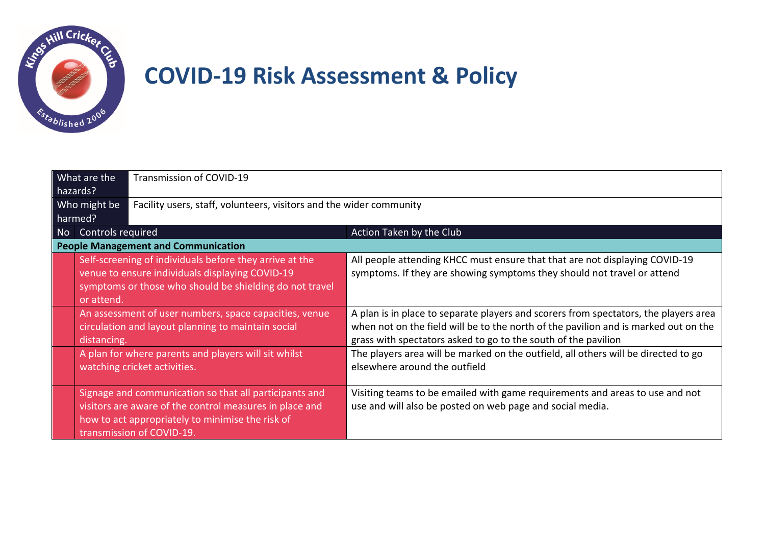# COVID-19 Risk Assessment & Policy

| What are the hazards? | Transmission of COVID-19 | |
|---|---|---|
| Who might be harmed? | Facility users, staff, volunteers, visitors and the wider community | |

| No | Controls required | Action Taken by the Club |
|---|---|---|
| **People Management and Communication** | | |
| | Self-screening of individuals before they arrive at the venue to ensure individuals displaying COVID-19 symptoms or those who should be shielding do not travel or attend. | All people attending KHCC must ensure that that are not displaying COVID-19 symptoms. If they are showing symptoms they should not travel or attend |
| | An assessment of user numbers, space capacities, venue circulation and layout planning to maintain social distancing. | A plan is in place to separate players and scorers from spectators, the players area when not on the field will be to the north of the pavilion and is marked out on the grass with spectators asked to go to the south of the pavilion |
| | A plan for where parents and players will sit whilst watching cricket activities. | The players area will be marked on the outfield, all others will be directed to go elsewhere around the outfield |
| | Signage and communication so that all participants and visitors are aware of the control measures in place and how to act appropriately to minimise the risk of transmission of COVID-19. | Visiting teams to be emailed with game requirements and areas to use and not use and will also be posted on web page and social media. |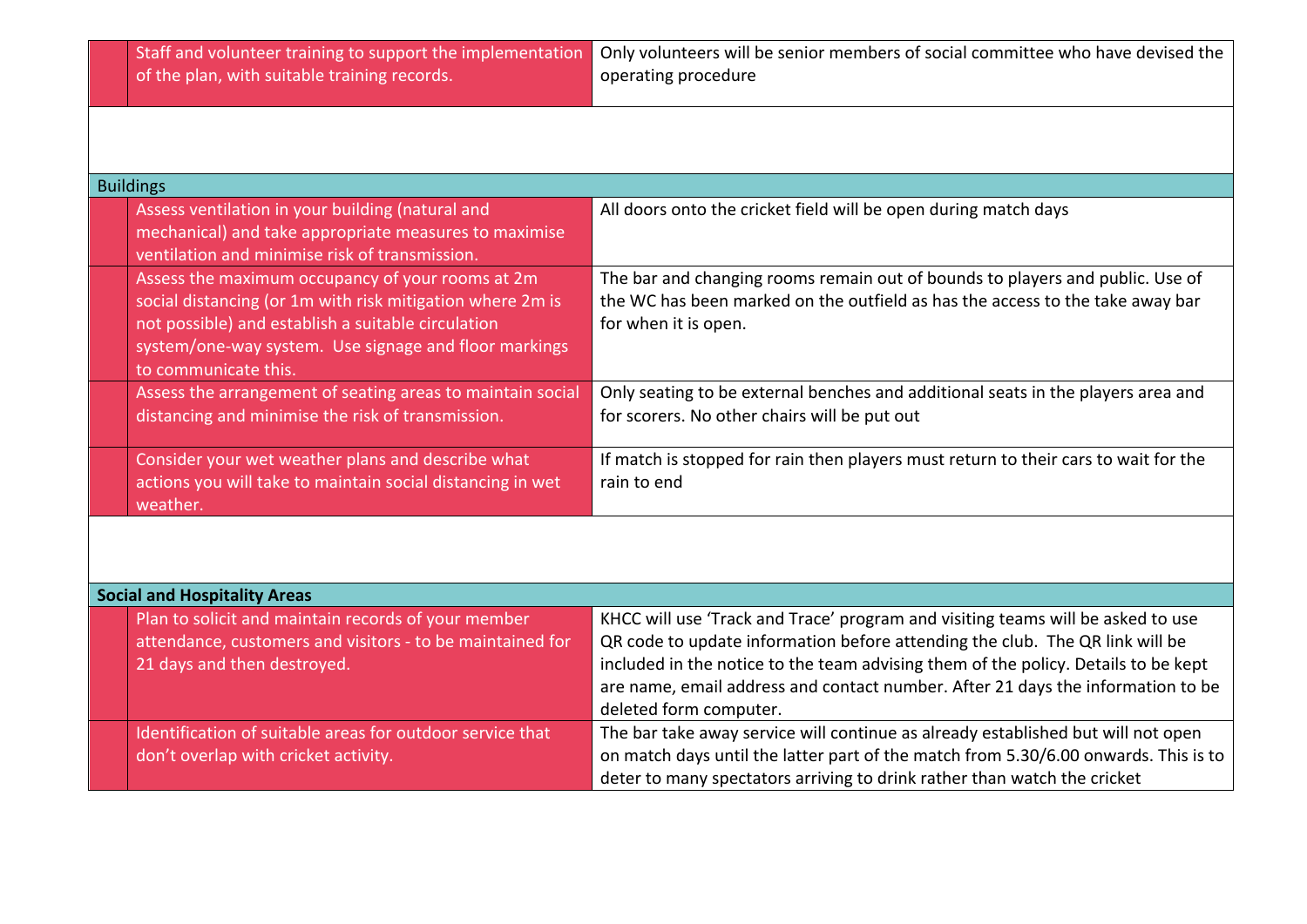| | Requirement | Response |
|---|---|---|
| | Staff and volunteer training to support the implementation of the plan, with suitable training records. | Only volunteers will be senior members of social committee who have devised the operating procedure |
| | | |
| **Buildings** | | |
| | Assess ventilation in your building (natural and mechanical) and take appropriate measures to maximise ventilation and minimise risk of transmission. | All doors onto the cricket field will be open during match days |
| | Assess the maximum occupancy of your rooms at 2m social distancing (or 1m with risk mitigation where 2m is not possible) and establish a suitable circulation system/one-way system. Use signage and floor markings to communicate this. | The bar and changing rooms remain out of bounds to players and public. Use of the WC has been marked on the outfield as has the access to the take away bar for when it is open. |
| | Assess the arrangement of seating areas to maintain social distancing and minimise the risk of transmission. | Only seating to be external benches and additional seats in the players area and for scorers. No other chairs will be put out |
| | Consider your wet weather plans and describe what actions you will take to maintain social distancing in wet weather. | If match is stopped for rain then players must return to their cars to wait for the rain to end |
| | | |
| **Social and Hospitality Areas** | | |
| | Plan to solicit and maintain records of your member attendance, customers and visitors - to be maintained for 21 days and then destroyed. | KHCC will use 'Track and Trace' program and visiting teams will be asked to use QR code to update information before attending the club. The QR link will be included in the notice to the team advising them of the policy. Details to be kept are name, email address and contact number. After 21 days the information to be deleted form computer. |
| | Identification of suitable areas for outdoor service that don't overlap with cricket activity. | The bar take away service will continue as already established but will not open on match days until the latter part of the match from 5.30/6.00 onwards. This is to deter to many spectators arriving to drink rather than watch the cricket |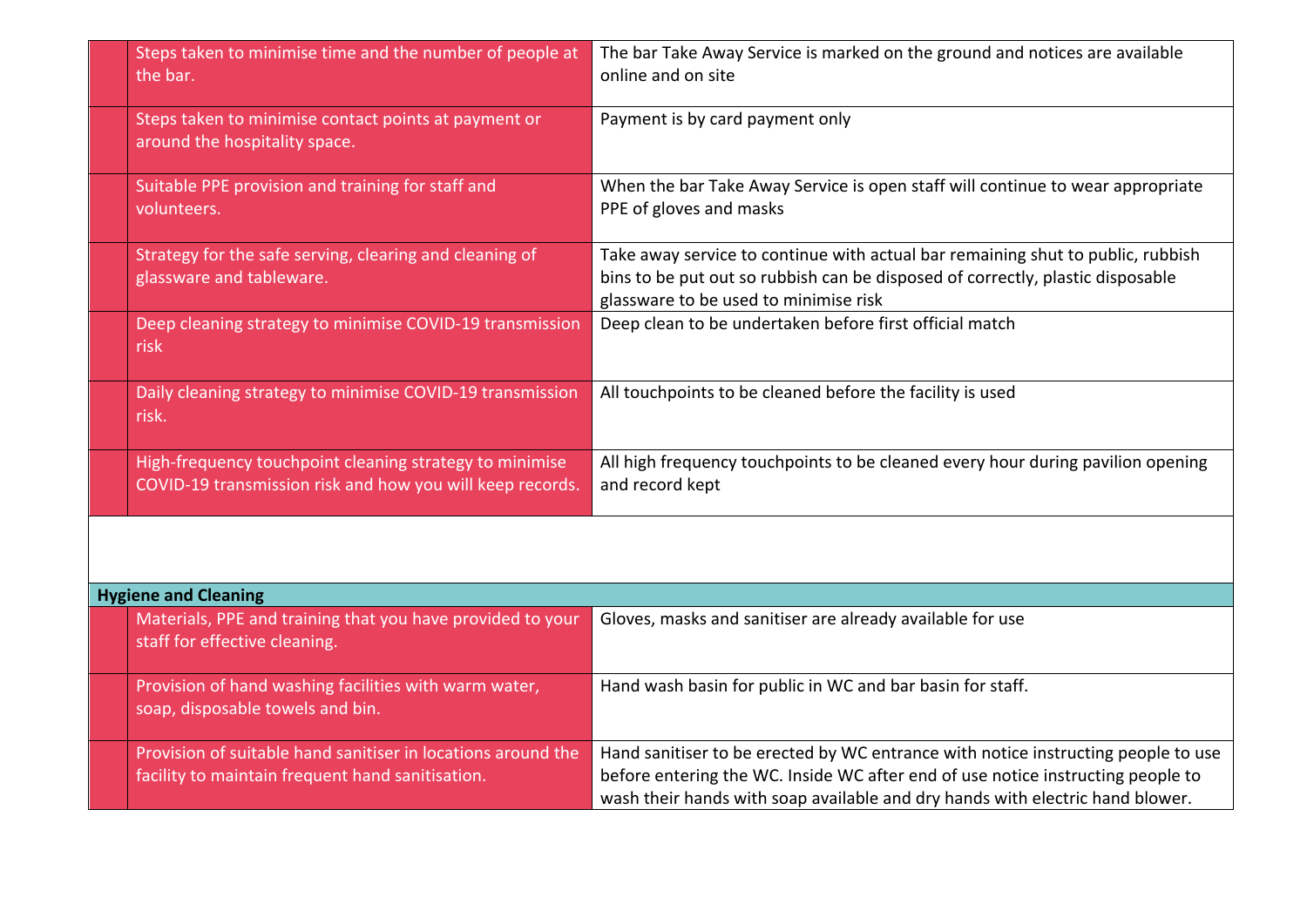| | | |
|---|---|---|
| | Steps taken to minimise time and the number of people at the bar. | The bar Take Away Service is marked on the ground and notices are available online and on site |
| | Steps taken to minimise contact points at payment or around the hospitality space. | Payment is by card payment only |
| | Suitable PPE provision and training for staff and volunteers. | When the bar Take Away Service is open staff will continue to wear appropriate PPE of gloves and masks |
| | Strategy for the safe serving, clearing and cleaning of glassware and tableware. | Take away service to continue with actual bar remaining shut to public, rubbish bins to be put out so rubbish can be disposed of correctly, plastic disposable glassware to be used to minimise risk |
| | Deep cleaning strategy to minimise COVID-19 transmission risk | Deep clean to be undertaken before first official match |
| | Daily cleaning strategy to minimise COVID-19 transmission risk. | All touchpoints to be cleaned before the facility is used |
| | High-frequency touchpoint cleaning strategy to minimise COVID-19 transmission risk and how you will keep records. | All high frequency touchpoints to be cleaned every hour during pavilion opening and record kept |

| **Hygiene and Cleaning** | | |
|---|---|---|
| | Materials, PPE and training that you have provided to your staff for effective cleaning. | Gloves, masks and sanitiser are already available for use |
| | Provision of hand washing facilities with warm water, soap, disposable towels and bin. | Hand wash basin for public in WC and bar basin for staff. |
| | Provision of suitable hand sanitiser in locations around the facility to maintain frequent hand sanitisation. | Hand sanitiser to be erected by WC entrance with notice instructing people to use before entering the WC. Inside WC after end of use notice instructing people to wash their hands with soap available and dry hands with electric hand blower. |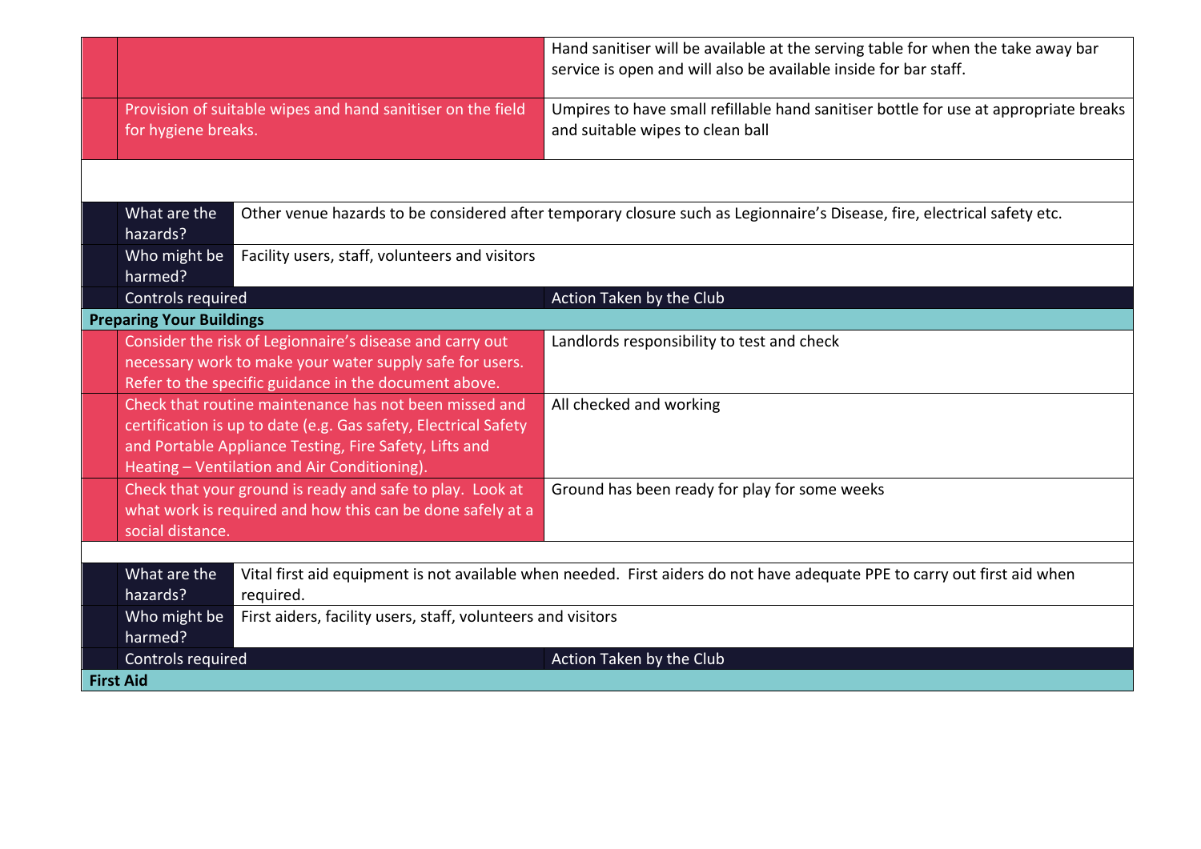| Controls required | Action Taken by the Club |
| --- | --- |
| | Hand sanitiser will be available at the serving table for when the take away bar service is open and will also be available inside for bar staff. |
| Provision of suitable wipes and hand sanitiser on the field for hygiene breaks. | Umpires to have small refillable hand sanitiser bottle for use at appropriate breaks and suitable wipes to clean ball |

| What are the hazards? | Other venue hazards to be considered after temporary closure such as Legionnaire's Disease, fire, electrical safety etc. |
| --- | --- |
| Who might be harmed? | Facility users, staff, volunteers and visitors |

| Controls required | Action Taken by the Club |
| --- | --- |
| **Preparing Your Buildings** | |
| Consider the risk of Legionnaire's disease and carry out necessary work to make your water supply safe for users. Refer to the specific guidance in the document above. | Landlords responsibility to test and check |
| Check that routine maintenance has not been missed and certification is up to date (e.g. Gas safety, Electrical Safety and Portable Appliance Testing, Fire Safety, Lifts and Heating – Ventilation and Air Conditioning). | All checked and working |
| Check that your ground is ready and safe to play. Look at what work is required and how this can be done safely at a social distance. | Ground has been ready for play for some weeks |

| What are the hazards? | Vital first aid equipment is not available when needed. First aiders do not have adequate PPE to carry out first aid when required. |
| --- | --- |
| Who might be harmed? | First aiders, facility users, staff, volunteers and visitors |

| Controls required | Action Taken by the Club |
| --- | --- |
| **First Aid** | |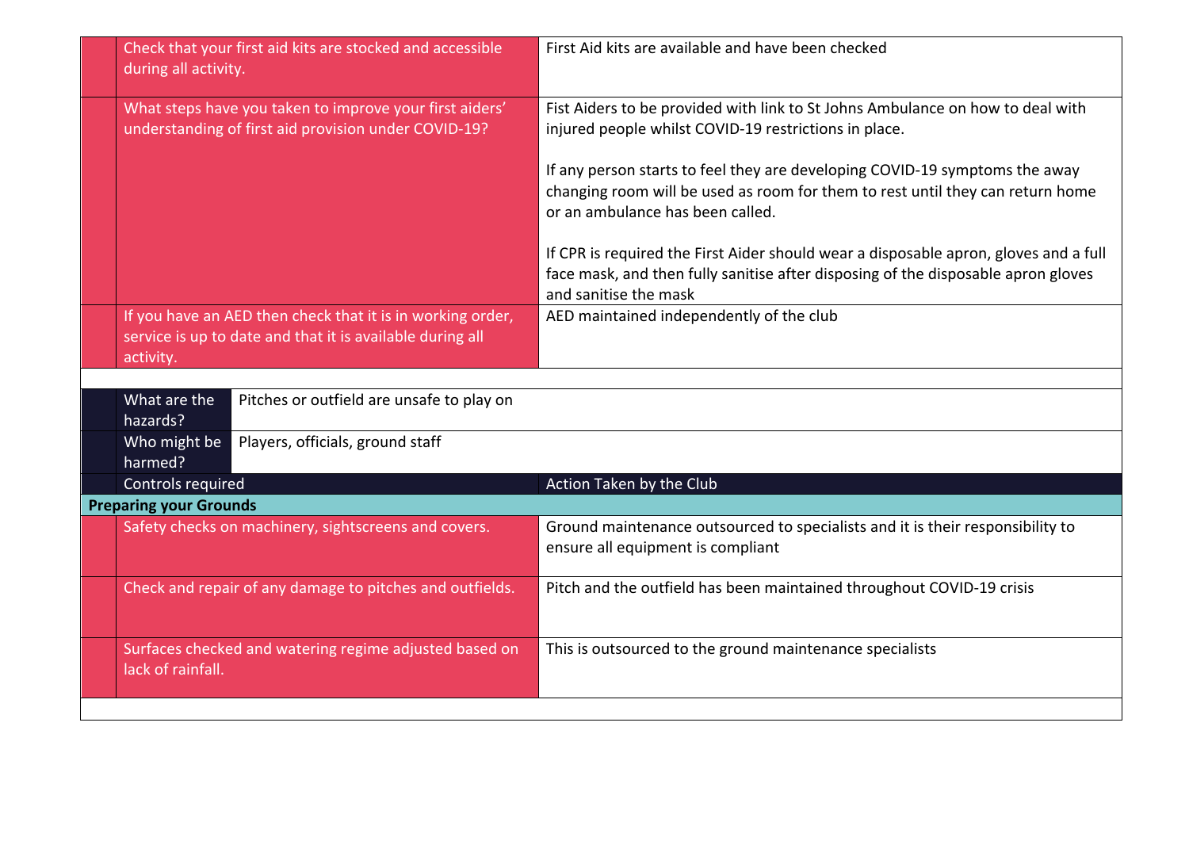| Controls required | Action Taken by the Club |
| --- | --- |
| Check that your first aid kits are stocked and accessible during all activity. | First Aid kits are available and have been checked |
| What steps have you taken to improve your first aiders' understanding of first aid provision under COVID-19? | Fist Aiders to be provided with link to St Johns Ambulance on how to deal with injured people whilst COVID-19 restrictions in place.<br><br>If any person starts to feel they are developing COVID-19 symptoms the away changing room will be used as room for them to rest until they can return home or an ambulance has been called.<br><br>If CPR is required the First Aider should wear a disposable apron, gloves and a full face mask, and then fully sanitise after disposing of the disposable apron gloves and sanitise the mask |
| If you have an AED then check that it is in working order, service is up to date and that it is available during all activity. | AED maintained independently of the club |

| What are the hazards? | Pitches or outfield are unsafe to play on |
| --- | --- |
| Who might be harmed? | Players, officials, ground staff |

| Controls required | Action Taken by the Club |
| --- | --- |
| **Preparing your Grounds** | |
| Safety checks on machinery, sightscreens and covers. | Ground maintenance outsourced to specialists and it is their responsibility to ensure all equipment is compliant |
| Check and repair of any damage to pitches and outfields. | Pitch and the outfield has been maintained throughout COVID-19 crisis |
| Surfaces checked and watering regime adjusted based on lack of rainfall. | This is outsourced to the ground maintenance specialists |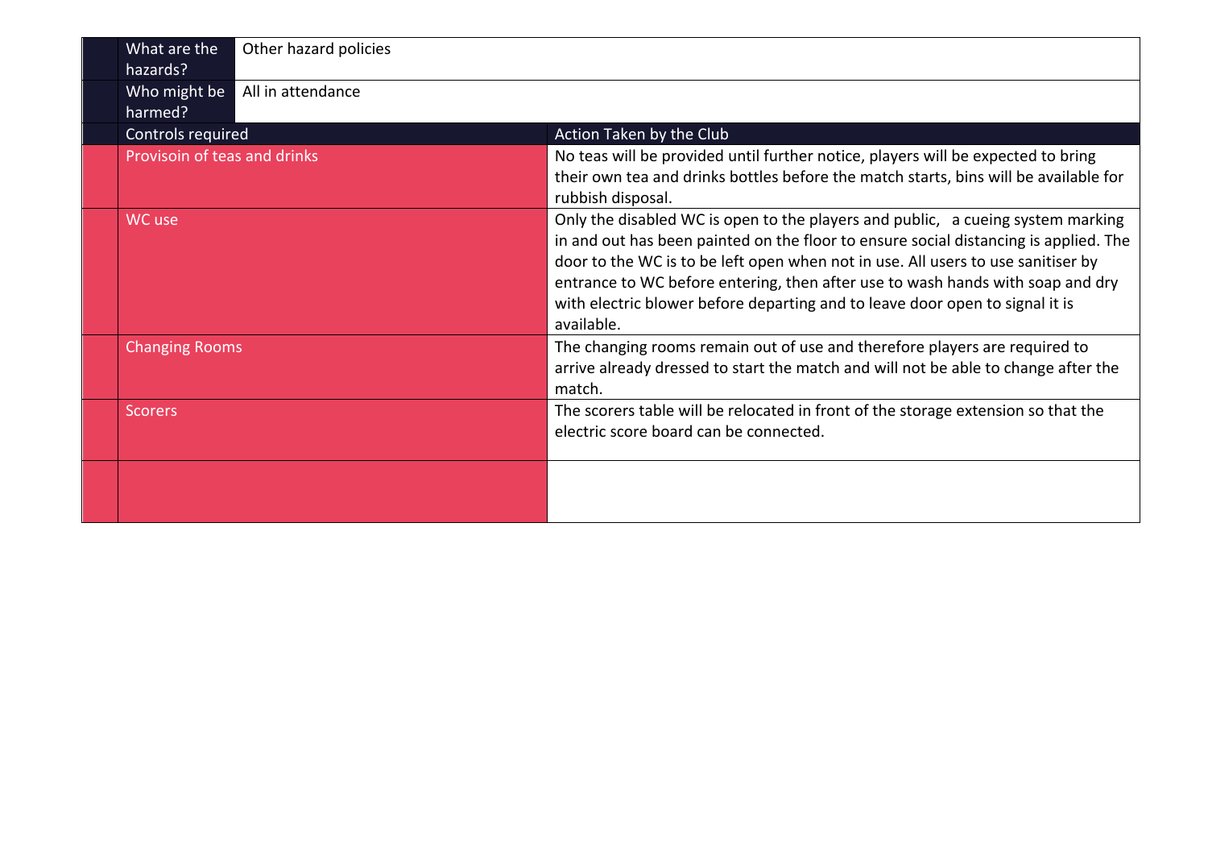| | |
|---|---|
| What are the hazards? | Other hazard policies |
| Who might be harmed? | All in attendance |
| **Controls required** | **Action Taken by the Club** |
| Provisoin of teas and drinks | No teas will be provided until further notice, players will be expected to bring their own tea and drinks bottles before the match starts, bins will be available for rubbish disposal. |
| WC use | Only the disabled WC is open to the players and public, a cueing system marking in and out has been painted on the floor to ensure social distancing is applied. The door to the WC is to be left open when not in use. All users to use sanitiser by entrance to WC before entering, then after use to wash hands with soap and dry with electric blower before departing and to leave door open to signal it is available. |
| Changing Rooms | The changing rooms remain out of use and therefore players are required to arrive already dressed to start the match and will not be able to change after the match. |
| Scorers | The scorers table will be relocated in front of the storage extension so that the electric score board can be connected. |
| | |